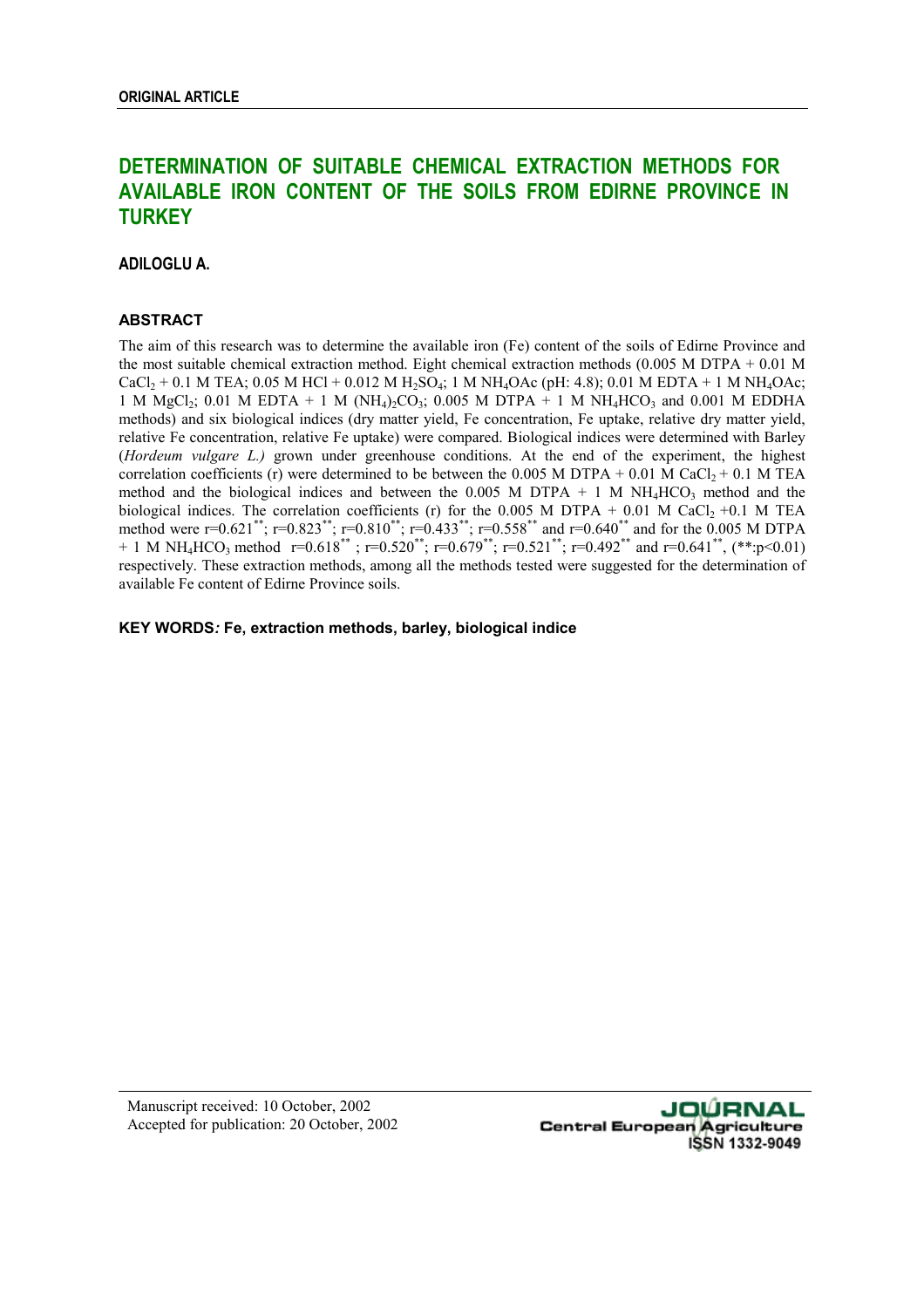**ORIGINAL ARTICLE**

# DETERMINATION OF SUITABLE CHEMICAL EXTRACTION METHODS FOR AVAILABLE IRON CONTENT OF THE SOILS FROM EDIRNE PROVINCE IN TURKEY

**ADILOGLU A.**

## ABSTRACT

The aim of this research was to determine the available iron (Fe) content of the soils of Edirne Province and the most suitable chemical extraction method. Eight chemical extraction methods (0.005 M DTPA + 0.01 M $CaCl_2$ + 0.1 M TEA; 0.05 M HCl + 0.012 M $H_2SO_4$; 1 M $NH_4OAc$ (pH: 4.8); 0.01 M EDTA + 1 M $NH_4OAc$; 1 M $MgCl_2$; 0.01 M EDTA + 1 M $(NH_4)_2CO_3$; 0.005 M DTPA + 1 M $NH_4HCO_3$ and 0.001 M EDDHA methods) and six biological indices (dry matter yield, Fe concentration, Fe uptake, relative dry matter yield, relative Fe concentration, relative Fe uptake) were compared. Biological indices were determined with Barley (*Hordeum vulgare L.)* grown under greenhouse conditions. At the end of the experiment, the highest correlation coefficients (r) were determined to be between the 0.005 M DTPA + 0.01 M $CaCl_2$ + 0.1 M TEA method and the biological indices and between the 0.005 M DTPA + 1 M $NH_4HCO_3$ method and the biological indices. The correlation coefficients (r) for the 0.005 M DTPA + 0.01 M $CaCl_2$ +0.1 M TEA method were $r=0.621^{**}$; $r=0.823^{**}$; $r=0.810^{**}$; $r=0.433^{**}$; $r=0.558^{**}$ and $r=0.640^{**}$ and for the 0.005 M DTPA + 1 M $NH_4HCO_3$ method $r=0.618^{**}$ ; $r=0.520^{**}$; $r=0.679^{**}$; $r=0.521^{**}$; $r=0.492^{**}$ and $r=0.641^{**}$, (**:$p<0.01$) respectively. These extraction methods, among all the methods tested were suggested for the determination of available Fe content of Edirne Province soils.

**KEY WORDS*:* Fe, extraction methods, barley, biological indice**

Manuscript received: 10 October, 2002
Accepted for publication: 20 October, 2002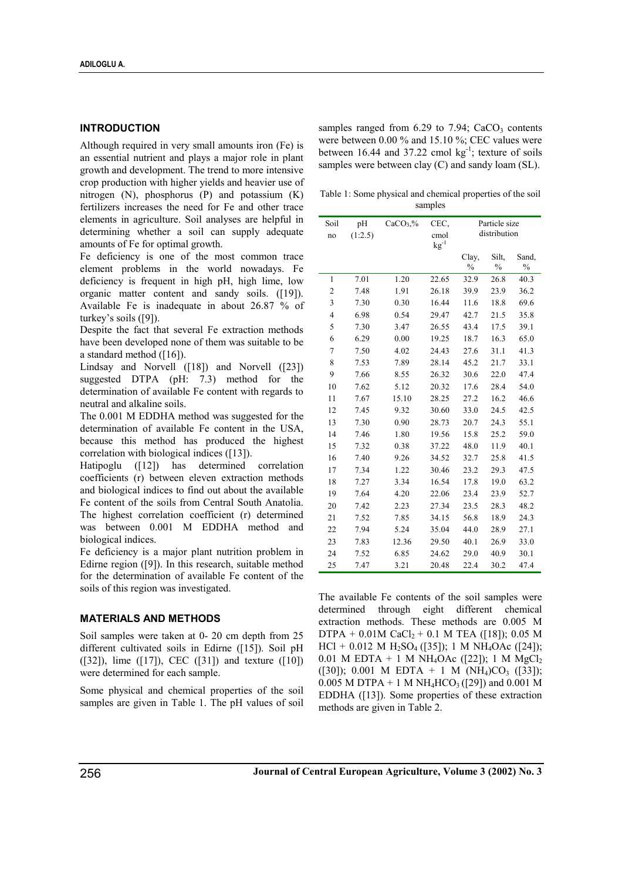## INTRODUCTION

Although required in very small amounts iron (Fe) is an essential nutrient and plays a major role in plant growth and development. The trend to more intensive crop production with higher yields and heavier use of nitrogen (N), phosphorus (P) and potassium (K) fertilizers increases the need for Fe and other trace elements in agriculture. Soil analyses are helpful in determining whether a soil can supply adequate amounts of Fe for optimal growth.

Fe deficiency is one of the most common trace element problems in the world nowadays. Fe deficiency is frequent in high pH, high lime, low organic matter content and sandy soils. ([19]). Available Fe is inadequate in about 26.87 % of turkey's soils ([9]).

Despite the fact that several Fe extraction methods have been developed none of them was suitable to be a standard method ([16]).

Lindsay and Norvell ([18]) and Norvell ([23]) suggested DTPA (pH: 7.3) method for the determination of available Fe content with regards to neutral and alkaline soils.

The 0.001 M EDDHA method was suggested for the determination of available Fe content in the USA, because this method has produced the highest correlation with biological indices ([13]).

Hatipoglu ([12]) has determined correlation coefficients (r) between eleven extraction methods and biological indices to find out about the available Fe content of the soils from Central South Anatolia. The highest correlation coefficient (r) determined was between 0.001 M EDDHA method and biological indices.

Fe deficiency is a major plant nutrition problem in Edirne region ([9]). In this research, suitable method for the determination of available Fe content of the soils of this region was investigated.

## MATERIALS AND METHODS

Soil samples were taken at 0- 20 cm depth from 25 different cultivated soils in Edirne ([15]). Soil pH ([32]), lime ([17]), CEC ([31]) and texture ([10]) were determined for each sample.

Some physical and chemical properties of the soil samples are given in Table 1. The pH values of soil samples ranged from 6.29 to 7.94; $CaCO_3$ contents were between 0.00 % and 15.10 %; CEC values were between 16.44 and 37.22 cmol $kg^{-1}$; texture of soils samples were between clay (C) and sandy loam (SL).

Table 1: Some physical and chemical properties of the soil samples

| Soil no | pH (1:2.5) | $CaCO_3$,% | CEC, cmol $kg^{-1}$ | Particle size distribution | | |
|---|---|---|---|---|---|---|
| | | | | Clay, % | Silt, % | Sand, % |
| 1 | 7.01 | 1.20 | 22.65 | 32.9 | 26.8 | 40.3 |
| 2 | 7.48 | 1.91 | 26.18 | 39.9 | 23.9 | 36.2 |
| 3 | 7.30 | 0.30 | 16.44 | 11.6 | 18.8 | 69.6 |
| 4 | 6.98 | 0.54 | 29.47 | 42.7 | 21.5 | 35.8 |
| 5 | 7.30 | 3.47 | 26.55 | 43.4 | 17.5 | 39.1 |
| 6 | 6.29 | 0.00 | 19.25 | 18.7 | 16.3 | 65.0 |
| 7 | 7.50 | 4.02 | 24.43 | 27.6 | 31.1 | 41.3 |
| 8 | 7.53 | 7.89 | 28.14 | 45.2 | 21.7 | 33.1 |
| 9 | 7.66 | 8.55 | 26.32 | 30.6 | 22.0 | 47.4 |
| 10 | 7.62 | 5.12 | 20.32 | 17.6 | 28.4 | 54.0 |
| 11 | 7.67 | 15.10 | 28.25 | 27.2 | 16.2 | 46.6 |
| 12 | 7.45 | 9.32 | 30.60 | 33.0 | 24.5 | 42.5 |
| 13 | 7.30 | 0.90 | 28.73 | 20.7 | 24.3 | 55.1 |
| 14 | 7.46 | 1.80 | 19.56 | 15.8 | 25.2 | 59.0 |
| 15 | 7.32 | 0.38 | 37.22 | 48.0 | 11.9 | 40.1 |
| 16 | 7.40 | 9.26 | 34.52 | 32.7 | 25.8 | 41.5 |
| 17 | 7.34 | 1.22 | 30.46 | 23.2 | 29.3 | 47.5 |
| 18 | 7.27 | 3.34 | 16.54 | 17.8 | 19.0 | 63.2 |
| 19 | 7.64 | 4.20 | 22.06 | 23.4 | 23.9 | 52.7 |
| 20 | 7.42 | 2.23 | 27.34 | 23.5 | 28.3 | 48.2 |
| 21 | 7.52 | 7.85 | 34.15 | 56.8 | 18.9 | 24.3 |
| 22 | 7.94 | 5.24 | 35.04 | 44.0 | 28.9 | 27.1 |
| 23 | 7.83 | 12.36 | 29.50 | 40.1 | 26.9 | 33.0 |
| 24 | 7.52 | 6.85 | 24.62 | 29.0 | 40.9 | 30.1 |
| 25 | 7.47 | 3.21 | 20.48 | 22.4 | 30.2 | 47.4 |

The available Fe contents of the soil samples were determined through eight different chemical extraction methods. These methods are 0.005 M DTPA + 0.01M $CaCl_2$ + 0.1 M TEA ([18]); 0.05 M HCl + 0.012 M $H_2SO_4$ ([35]); 1 M $NH_4OAc$ ([24]); 0.01 M EDTA + 1 M $NH_4OAc$ ([22]); 1 M $MgCl_2$ ([30]); 0.001 M EDTA + 1 M $(NH_4)CO_3$ ([33]); 0.005 M DTPA + 1 M $NH_4HCO_3$ ([29]) and 0.001 M EDDHA ([13]). Some properties of these extraction methods are given in Table 2.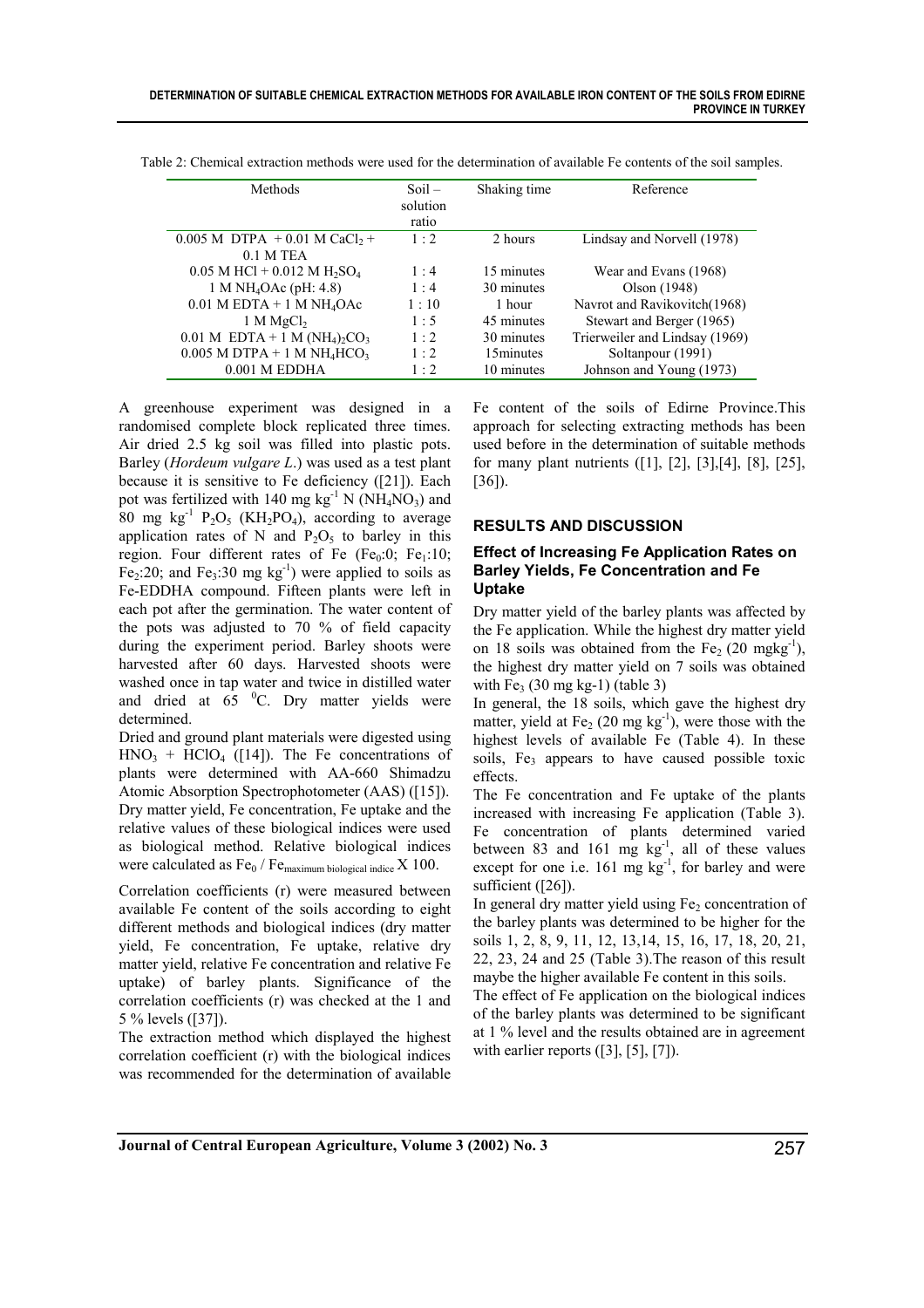Table 2: Chemical extraction methods were used for the determination of available Fe contents of the soil samples.

| Methods | Soil – solution ratio | Shaking time | Reference |
|---|---|---|---|
| 0.005 M DTPA + 0.01 M $CaCl_2$ + 0.1 M TEA | 1 : 2 | 2 hours | Lindsay and Norvell (1978) |
| 0.05 M HCl + 0.012 M $H_2SO_4$ | 1 : 4 | 15 minutes | Wear and Evans (1968) |
| 1 M $NH_4OAc$ (pH: 4.8) | 1 : 4 | 30 minutes | Olson (1948) |
| 0.01 M EDTA + 1 M $NH_4OAc$ | 1 : 10 | 1 hour | Navrot and Ravikovitch(1968) |
| 1 M $MgCl_2$ | 1 : 5 | 45 minutes | Stewart and Berger (1965) |
| 0.01 M EDTA + 1 M $(NH_4)_2CO_3$ | 1 : 2 | 30 minutes | Trierweiler and Lindsay (1969) |
| 0.005 M DTPA + 1 M $NH_4HCO_3$ | 1 : 2 | 15minutes | Soltanpour (1991) |
| 0.001 M EDDHA | 1 : 2 | 10 minutes | Johnson and Young (1973) |

A greenhouse experiment was designed in a randomised complete block replicated three times. Air dried 2.5 kg soil was filled into plastic pots. Barley (*Hordeum vulgare L.*) was used as a test plant because it is sensitive to Fe deficiency ([21]). Each pot was fertilized with 140 mg $kg^{-1}$ N ($NH_4NO_3$) and 80 mg $kg^{-1}$ $P_2O_5$ ($KH_2PO_4$), according to average application rates of N and $P_2O_5$ to barley in this region. Four different rates of Fe ($Fe_0$:0; $Fe_1$:10; $Fe_2$:20; and $Fe_3$:30 mg $kg^{-1}$) were applied to soils as Fe-EDDHA compound. Fifteen plants were left in each pot after the germination. The water content of the pots was adjusted to 70 % of field capacity during the experiment period. Barley shoots were harvested after 60 days. Harvested shoots were washed once in tap water and twice in distilled water and dried at 65 $^0$C. Dry matter yields were determined.

Dried and ground plant materials were digested using $HNO_3$ + $HClO_4$ ([14]). The Fe concentrations of plants were determined with AA-660 Shimadzu Atomic Absorption Spectrophotometer (AAS) ([15]). Dry matter yield, Fe concentration, Fe uptake and the relative values of these biological indices were used as biological method. Relative biological indices were calculated as $Fe_0$ / $Fe_{maximum\ biological\ indice}$ X 100.

Correlation coefficients (r) were measured between available Fe content of the soils according to eight different methods and biological indices (dry matter yield, Fe concentration, Fe uptake, relative dry matter yield, relative Fe concentration and relative Fe uptake) of barley plants. Significance of the correlation coefficients (r) was checked at the 1 and 5 % levels ([37]).

The extraction method which displayed the highest correlation coefficient (r) with the biological indices was recommended for the determination of available Fe content of the soils of Edirne Province.This approach for selecting extracting methods has been used before in the determination of suitable methods for many plant nutrients ([1], [2], [3],[4], [8], [25], [36]).

## RESULTS AND DISCUSSION

### Effect of Increasing Fe Application Rates on Barley Yields, Fe Concentration and Fe Uptake

Dry matter yield of the barley plants was affected by the Fe application. While the highest dry matter yield on 18 soils was obtained from the $Fe_2$ (20 mgkg$^{-1}$), the highest dry matter yield on 7 soils was obtained with $Fe_3$ (30 mg kg-1) (table 3)

In general, the 18 soils, which gave the highest dry matter, yield at $Fe_2$ (20 mg $kg^{-1}$), were those with the highest levels of available Fe (Table 4). In these soils, $Fe_3$ appears to have caused possible toxic effects.

The Fe concentration and Fe uptake of the plants increased with increasing Fe application (Table 3). Fe concentration of plants determined varied between 83 and 161 mg $kg^{-1}$, all of these values except for one i.e. 161 mg $kg^{-1}$, for barley and were sufficient ([26]).

In general dry matter yield using $Fe_2$ concentration of the barley plants was determined to be higher for the soils 1, 2, 8, 9, 11, 12, 13,14, 15, 16, 17, 18, 20, 21, 22, 23, 24 and 25 (Table 3).The reason of this result maybe the higher available Fe content in this soils.

The effect of Fe application on the biological indices of the barley plants was determined to be significant at 1 % level and the results obtained are in agreement with earlier reports ([3], [5], [7]).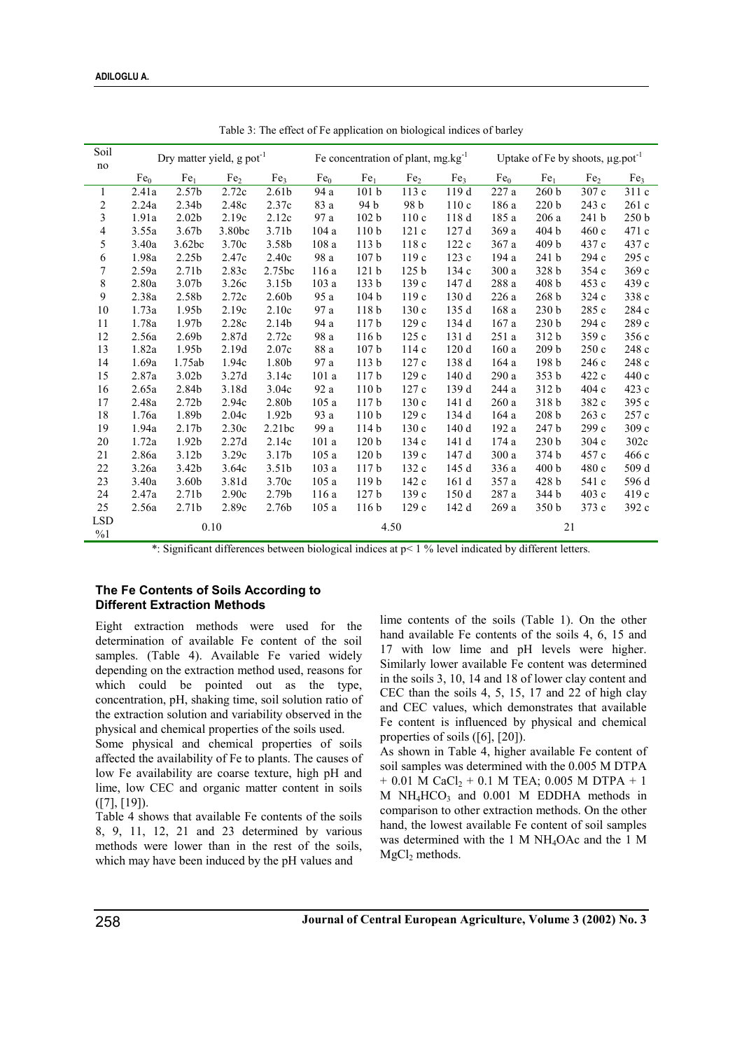Table 3: The effect of Fe application on biological indices of barley

| Soil no | Dry matter yield, g pot$^{-1}$ | | | | Fe concentration of plant, mg.kg$^{-1}$ | | | | Uptake of Fe by shoots, µg.pot$^{-1}$ | | | |
|---|---|---|---|---|---|---|---|---|---|---|---|---|
| | $Fe_0$ | $Fe_1$ | $Fe_2$ | $Fe_3$ | $Fe_0$ | $Fe_1$ | $Fe_2$ | $Fe_3$ | $Fe_0$ | $Fe_1$ | $Fe_2$ | $Fe_3$ |
| 1 | 2.41a | 2.57b | 2.72c | 2.61b | 94 a | 101 b | 113 c | 119 d | 227 a | 260 b | 307 c | 311 c |
| 2 | 2.24a | 2.34b | 2.48c | 2.37c | 83 a | 94 b | 98 b | 110 c | 186 a | 220 b | 243 c | 261 c |
| 3 | 1.91a | 2.02b | 2.19c | 2.12c | 97 a | 102 b | 110 c | 118 d | 185 a | 206 a | 241 b | 250 b |
| 4 | 3.55a | 3.67b | 3.80bc | 3.71b | 104 a | 110 b | 121 c | 127 d | 369 a | 404 b | 460 c | 471 c |
| 5 | 3.40a | 3.62bc | 3.70c | 3.58b | 108 a | 113 b | 118 c | 122 c | 367 a | 409 b | 437 c | 437 c |
| 6 | 1.98a | 2.25b | 2.47c | 2.40c | 98 a | 107 b | 119 c | 123 c | 194 a | 241 b | 294 c | 295 c |
| 7 | 2.59a | 2.71b | 2.83c | 2.75bc | 116 a | 121 b | 125 b | 134 c | 300 a | 328 b | 354 c | 369 c |
| 8 | 2.80a | 3.07b | 3.26c | 3.15b | 103 a | 133 b | 139 c | 147 d | 288 a | 408 b | 453 c | 439 c |
| 9 | 2.38a | 2.58b | 2.72c | 2.60b | 95 a | 104 b | 119 c | 130 d | 226 a | 268 b | 324 c | 338 c |
| 10 | 1.73a | 1.95b | 2.19c | 2.10c | 97 a | 118 b | 130 c | 135 d | 168 a | 230 b | 285 c | 284 c |
| 11 | 1.78a | 1.97b | 2.28c | 2.14b | 94 a | 117 b | 129 c | 134 d | 167 a | 230 b | 294 c | 289 c |
| 12 | 2.56a | 2.69b | 2.87d | 2.72c | 98 a | 116 b | 125 c | 131 d | 251 a | 312 b | 359 c | 356 c |
| 13 | 1.82a | 1.95b | 2.19d | 2.07c | 88 a | 107 b | 114 c | 120 d | 160 a | 209 b | 250 c | 248 c |
| 14 | 1.69a | 1.75ab | 1.94c | 1.80b | 97 a | 113 b | 127 c | 138 d | 164 a | 198 b | 246 c | 248 c |
| 15 | 2.87a | 3.02b | 3.27d | 3.14c | 101 a | 117 b | 129 c | 140 d | 290 a | 353 b | 422 c | 440 c |
| 16 | 2.65a | 2.84b | 3.18d | 3.04c | 92 a | 110 b | 127 c | 139 d | 244 a | 312 b | 404 c | 423 c |
| 17 | 2.48a | 2.72b | 2.94c | 2.80b | 105 a | 117 b | 130 c | 141 d | 260 a | 318 b | 382 c | 395 c |
| 18 | 1.76a | 1.89b | 2.04c | 1.92b | 93 a | 110 b | 129 c | 134 d | 164 a | 208 b | 263 c | 257 c |
| 19 | 1.94a | 2.17b | 2.30c | 2.21bc | 99 a | 114 b | 130 c | 140 d | 192 a | 247 b | 299 c | 309 c |
| 20 | 1.72a | 1.92b | 2.27d | 2.14c | 101 a | 120 b | 134 c | 141 d | 174 a | 230 b | 304 c | 302c |
| 21 | 2.86a | 3.12b | 3.29c | 3.17b | 105 a | 120 b | 139 c | 147 d | 300 a | 374 b | 457 c | 466 c |
| 22 | 3.26a | 3.42b | 3.64c | 3.51b | 103 a | 117 b | 132 c | 145 d | 336 a | 400 b | 480 c | 509 d |
| 23 | 3.40a | 3.60b | 3.81d | 3.70c | 105 a | 119 b | 142 c | 161 d | 357 a | 428 b | 541 c | 596 d |
| 24 | 2.47a | 2.71b | 2.90c | 2.79b | 116 a | 127 b | 139 c | 150 d | 287 a | 344 b | 403 c | 419 c |
| 25 | 2.56a | 2.71b | 2.89c | 2.76b | 105 a | 116 b | 129 c | 142 d | 269 a | 350 b | 373 c | 392 c |
| LSD %1 | 0.10 | | | | 4.50 | | | | 21 | | | |

*: Significant differences between biological indices at $p < 1$ % level indicated by different letters.

### The Fe Contents of Soils According to Different Extraction Methods

Eight extraction methods were used for the determination of available Fe content of the soil samples. (Table 4). Available Fe varied widely depending on the extraction method used, reasons for which could be pointed out as the type, concentration, pH, shaking time, soil solution ratio of the extraction solution and variability observed in the physical and chemical properties of the soils used.

Some physical and chemical properties of soils affected the availability of Fe to plants. The causes of low Fe availability are coarse texture, high pH and lime, low CEC and organic matter content in soils ([7], [19]).

Table 4 shows that available Fe contents of the soils 8, 9, 11, 12, 21 and 23 determined by various methods were lower than in the rest of the soils, which may have been induced by the pH values and lime contents of the soils (Table 1). On the other hand available Fe contents of the soils 4, 6, 15 and 17 with low lime and pH levels were higher. Similarly lower available Fe content was determined in the soils 3, 10, 14 and 18 of lower clay content and CEC than the soils 4, 5, 15, 17 and 22 of high clay and CEC values, which demonstrates that available Fe content is influenced by physical and chemical properties of soils ([6], [20]).

As shown in Table 4, higher available Fe content of soil samples was determined with the 0.005 M DTPA + 0.01 M $CaCl_2$ + 0.1 M TEA; 0.005 M DTPA + 1 M $NH_4HCO_3$ and 0.001 M EDDHA methods in comparison to other extraction methods. On the other hand, the lowest available Fe content of soil samples was determined with the 1 M $NH_4OAc$ and the 1 M $MgCl_2$ methods.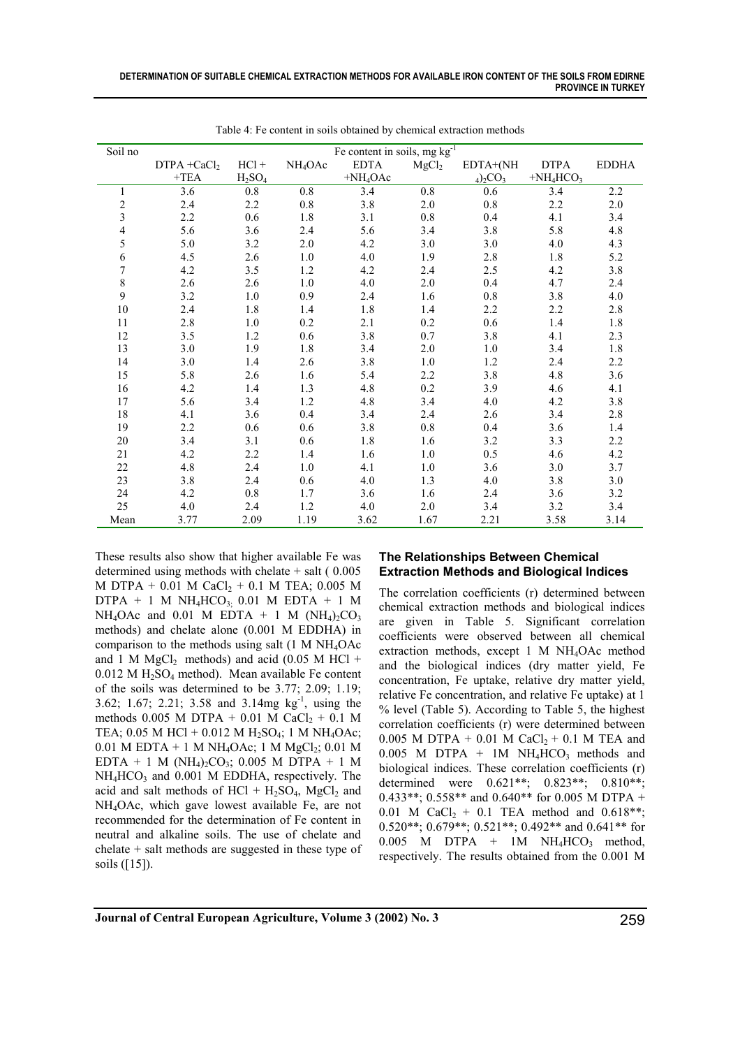Table 4: Fe content in soils obtained by chemical extraction methods

| Soil no | Fe content in soils, mg $kg^{-1}$ | | | | | | | |
|---|---|---|---|---|---|---|---|---|
| | DTPA + $CaCl_2$ +TEA | HCl + $H_2SO_4$ | $NH_4OAc$ | EDTA +$NH_4OAc$ | $MgCl_2$ | EDTA+$(NH_4)_2CO_3$ | DTPA +$NH_4HCO_3$ | EDDHA |
| 1 | 3.6 | 0.8 | 0.8 | 3.4 | 0.8 | 0.6 | 3.4 | 2.2 |
| 2 | 2.4 | 2.2 | 0.8 | 3.8 | 2.0 | 0.8 | 2.2 | 2.0 |
| 3 | 2.2 | 0.6 | 1.8 | 3.1 | 0.8 | 0.4 | 4.1 | 3.4 |
| 4 | 5.6 | 3.6 | 2.4 | 5.6 | 3.4 | 3.8 | 5.8 | 4.8 |
| 5 | 5.0 | 3.2 | 2.0 | 4.2 | 3.0 | 3.0 | 4.0 | 4.3 |
| 6 | 4.5 | 2.6 | 1.0 | 4.0 | 1.9 | 2.8 | 1.8 | 5.2 |
| 7 | 4.2 | 3.5 | 1.2 | 4.2 | 2.4 | 2.5 | 4.2 | 3.8 |
| 8 | 2.6 | 2.6 | 1.0 | 4.0 | 2.0 | 0.4 | 4.7 | 2.4 |
| 9 | 3.2 | 1.0 | 0.9 | 2.4 | 1.6 | 0.8 | 3.8 | 4.0 |
| 10 | 2.4 | 1.8 | 1.4 | 1.8 | 1.4 | 2.2 | 2.2 | 2.8 |
| 11 | 2.8 | 1.0 | 0.2 | 2.1 | 0.2 | 0.6 | 1.4 | 1.8 |
| 12 | 3.5 | 1.2 | 0.6 | 3.8 | 0.7 | 3.8 | 4.1 | 2.3 |
| 13 | 3.0 | 1.9 | 1.8 | 3.4 | 2.0 | 1.0 | 3.4 | 1.8 |
| 14 | 3.0 | 1.4 | 2.6 | 3.8 | 1.0 | 1.2 | 2.4 | 2.2 |
| 15 | 5.8 | 2.6 | 1.6 | 5.4 | 2.2 | 3.8 | 4.8 | 3.6 |
| 16 | 4.2 | 1.4 | 1.3 | 4.8 | 0.2 | 3.9 | 4.6 | 4.1 |
| 17 | 5.6 | 3.4 | 1.2 | 4.8 | 3.4 | 4.0 | 4.2 | 3.8 |
| 18 | 4.1 | 3.6 | 0.4 | 3.4 | 2.4 | 2.6 | 3.4 | 2.8 |
| 19 | 2.2 | 0.6 | 0.6 | 3.8 | 0.8 | 0.4 | 3.6 | 1.4 |
| 20 | 3.4 | 3.1 | 0.6 | 1.8 | 1.6 | 3.2 | 3.3 | 2.2 |
| 21 | 4.2 | 2.2 | 1.4 | 1.6 | 1.0 | 0.5 | 4.6 | 4.2 |
| 22 | 4.8 | 2.4 | 1.0 | 4.1 | 1.0 | 3.6 | 3.0 | 3.7 |
| 23 | 3.8 | 2.4 | 0.6 | 4.0 | 1.3 | 4.0 | 3.8 | 3.0 |
| 24 | 4.2 | 0.8 | 1.7 | 3.6 | 1.6 | 2.4 | 3.6 | 3.2 |
| 25 | 4.0 | 2.4 | 1.2 | 4.0 | 2.0 | 3.4 | 3.2 | 3.4 |
| Mean | 3.77 | 2.09 | 1.19 | 3.62 | 1.67 | 2.21 | 3.58 | 3.14 |

These results also show that higher available Fe was determined using methods with chelate + salt ( 0.005 M DTPA + 0.01 M $CaCl_2$ + 0.1 M TEA; 0.005 M DTPA + 1 M $NH_4HCO_3$; 0.01 M EDTA + 1 M $NH_4OAc$ and 0.01 M EDTA + 1 M $(NH_4)_2CO_3$ methods) and chelate alone (0.001 M EDDHA) in comparison to the methods using salt (1 M $NH_4OAc$ and 1 M $MgCl_2$ methods) and acid (0.05 M HCl + 0.012 M $H_2SO_4$ method). Mean available Fe content of the soils was determined to be 3.77; 2.09; 1.19; 3.62; 1.67; 2.21; 3.58 and 3.14mg $kg^{-1}$, using the methods 0.005 M DTPA + 0.01 M $CaCl_2$ + 0.1 M TEA; 0.05 M HCl + 0.012 M $H_2SO_4$; 1 M $NH_4OAc$; 0.01 M EDTA + 1 M $NH_4OAc$; 1 M $MgCl_2$; 0.01 M EDTA + 1 M $(NH_4)_2CO_3$; 0.005 M DTPA + 1 M $NH_4HCO_3$ and 0.001 M EDDHA, respectively. The acid and salt methods of HCl + $H_2SO_4$, $MgCl_2$ and $NH_4OAc$, which gave lowest available Fe, are not recommended for the determination of Fe content in neutral and alkaline soils. The use of chelate and chelate + salt methods are suggested in these type of soils ([15]).

### The Relationships Between Chemical Extraction Methods and Biological Indices

The correlation coefficients (r) determined between chemical extraction methods and biological indices are given in Table 5. Significant correlation coefficients were observed between all chemical extraction methods, except 1 M $NH_4OAc$ method and the biological indices (dry matter yield, Fe concentration, Fe uptake, relative dry matter yield, relative Fe concentration, and relative Fe uptake) at 1 % level (Table 5). According to Table 5, the highest correlation coefficients (r) were determined between 0.005 M DTPA + 0.01 M $CaCl_2$ + 0.1 M TEA and 0.005 M DTPA + 1M $NH_4HCO_3$ methods and biological indices. These correlation coefficients (r) determined were 0.621**; 0.823**; 0.810**; 0.433**; 0.558** and 0.640** for 0.005 M DTPA + 0.01 M $CaCl_2$ + 0.1 TEA method and 0.618**; 0.520**; 0.679**; 0.521**; 0.492** and 0.641** for 0.005 M DTPA + 1M $NH_4HCO_3$ method, respectively. The results obtained from the 0.001 M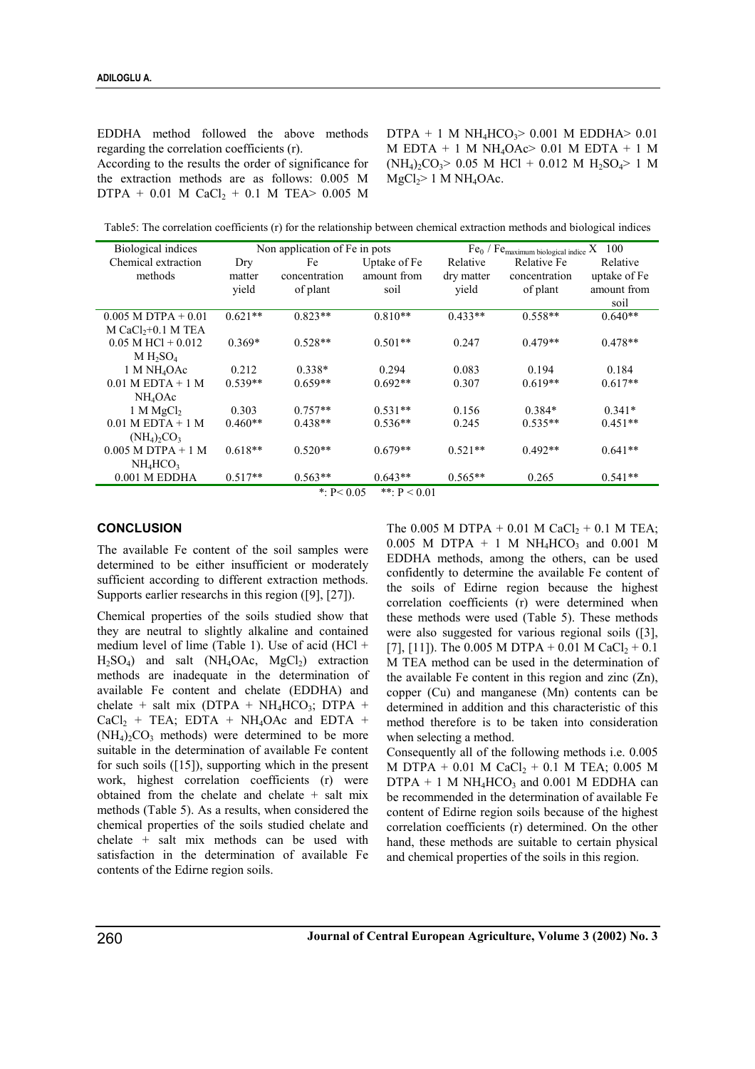EDDHA method followed the above methods regarding the correlation coefficients (r).

According to the results the order of significance for the extraction methods are as follows: 0.005 M DTPA + 0.01 M $CaCl_2$ + 0.1 M TEA> 0.005 M DTPA + 1 M $NH_4HCO_3$> 0.001 M EDDHA> 0.01 M EDTA + 1 M $NH_4OAc$> 0.01 M EDTA + 1 M $(NH_4)_2CO_3$> 0.05 M HCl + 0.012 M $H_2SO_4$> 1 M $MgCl_2$> 1 M $NH_4OAc$.

Table5: The correlation coefficients (r) for the relationship between chemical extraction methods and biological indices

| Biological indices | Non application of Fe in pots | | | $Fe_0$ / $Fe_{\text{maximum biological indice}}$ X 100 | | |
|---|---|---|---|---|---|---|
| Chemical extraction methods | Dry matter yield | Fe concentration of plant | Uptake of Fe amount from soil | Relative dry matter yield | Relative Fe concentration of plant | Relative uptake of Fe amount from soil |
| 0.005 M DTPA + 0.01 M $CaCl_2$+0.1 M TEA | 0.621** | 0.823** | 0.810** | 0.433** | 0.558** | 0.640** |
| 0.05 M HCl + 0.012 M $H_2SO_4$ | 0.369* | 0.528** | 0.501** | 0.247 | 0.479** | 0.478** |
| 1 M $NH_4OAc$ | 0.212 | 0.338* | 0.294 | 0.083 | 0.194 | 0.184 |
| 0.01 M EDTA + 1 M $NH_4OAc$ | 0.539** | 0.659** | 0.692** | 0.307 | 0.619** | 0.617** |
| 1 M $MgCl_2$ | 0.303 | 0.757** | 0.531** | 0.156 | 0.384* | 0.341* |
| 0.01 M EDTA + 1 M $(NH_4)_2CO_3$ | 0.460** | 0.438** | 0.536** | 0.245 | 0.535** | 0.451** |
| 0.005 M DTPA + 1 M $NH_4HCO_3$ | 0.618** | 0.520** | 0.679** | 0.521** | 0.492** | 0.641** |
| 0.001 M EDDHA | 0.517** | 0.563** | 0.643** | 0.565** | 0.265 | 0.541** |

*: $P< 0.05$ **: $P < 0.01$

## CONCLUSION

The available Fe content of the soil samples were determined to be either insufficient or moderately sufficient according to different extraction methods. Supports earlier researchs in this region ([9], [27]).

Chemical properties of the soils studied show that they are neutral to slightly alkaline and contained medium level of lime (Table 1). Use of acid (HCl + $H_2SO_4$) and salt ($NH_4OAc$, $MgCl_2$) extraction methods are inadequate in the determination of available Fe content and chelate (EDDHA) and chelate + salt mix (DTPA + $NH_4HCO_3$; DTPA + $CaCl_2$ + TEA; EDTA + $NH_4OAc$ and EDTA + $(NH_4)_2CO_3$ methods) were determined to be more suitable in the determination of available Fe content for such soils ([15]), supporting which in the present work, highest correlation coefficients (r) were obtained from the chelate and chelate + salt mix methods (Table 5). As a results, when considered the chemical properties of the soils studied chelate and chelate + salt mix methods can be used with satisfaction in the determination of available Fe contents of the Edirne region soils.

The 0.005 M DTPA + 0.01 M $CaCl_2$ + 0.1 M TEA; 0.005 M DTPA + 1 M $NH_4HCO_3$ and 0.001 M EDDHA methods, among the others, can be used confidently to determine the available Fe content of the soils of Edirne region because the highest correlation coefficients (r) were determined when these methods were used (Table 5). These methods were also suggested for various regional soils ([3], [7], [11]). The 0.005 M DTPA + 0.01 M $CaCl_2$ + 0.1 M TEA method can be used in the determination of the available Fe content in this region and zinc (Zn), copper (Cu) and manganese (Mn) contents can be determined in addition and this characteristic of this method therefore is to be taken into consideration when selecting a method.

Consequently all of the following methods i.e. 0.005 M DTPA + 0.01 M $CaCl_2$ + 0.1 M TEA; 0.005 M DTPA + 1 M $NH_4HCO_3$ and 0.001 M EDDHA can be recommended in the determination of available Fe content of Edirne region soils because of the highest correlation coefficients (r) determined. On the other hand, these methods are suitable to certain physical and chemical properties of the soils in this region.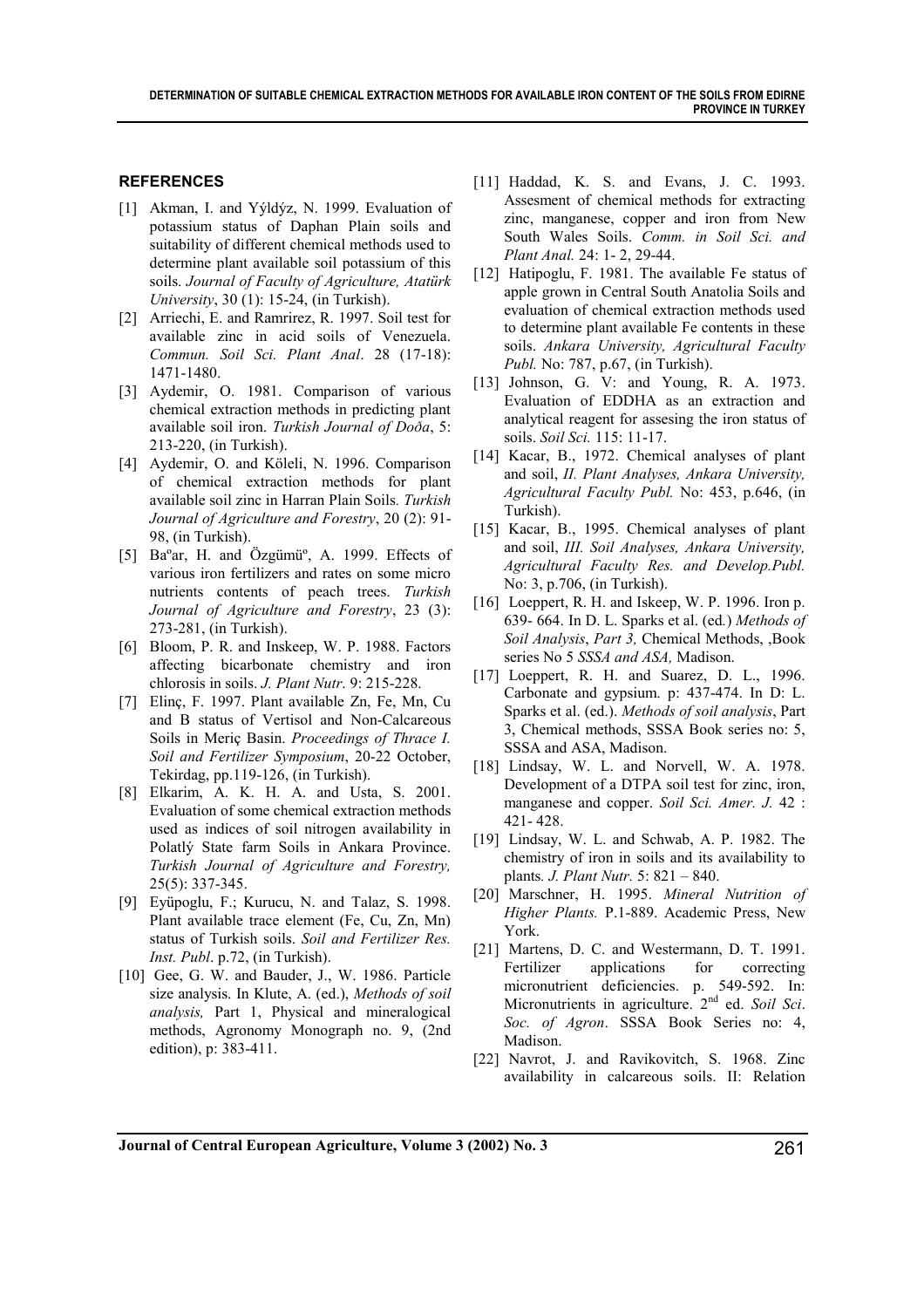## REFERENCES

[1] Akman, I. and Yýldýz, N. 1999. Evaluation of potassium status of Daphan Plain soils and suitability of different chemical methods used to determine plant available soil potassium of this soils. *Journal of Faculty of Agriculture, Atatürk University*, 30 (1): 15-24, (in Turkish).

[2] Arriechi, E. and Ramrirez, R. 1997. Soil test for available zinc in acid soils of Venezuela. *Commun. Soil Sci. Plant Anal*. 28 (17-18): 1471-1480.

[3] Aydemir, O. 1981. Comparison of various chemical extraction methods in predicting plant available soil iron. *Turkish Journal of Doða*, 5: 213-220, (in Turkish).

[4] Aydemir, O. and Köleli, N. 1996. Comparison of chemical extraction methods for plant available soil zinc in Harran Plain Soils*. Turkish Journal of Agriculture and Forestry*, 20 (2): 91-98, (in Turkish).

[5] Baºar, H. and Özgümüº, A. 1999. Effects of various iron fertilizers and rates on some micro nutrients contents of peach trees. *Turkish Journal of Agriculture and Forestry*, 23 (3): 273-281, (in Turkish).

[6] Bloom, P. R. and Inskeep, W. P. 1988. Factors affecting bicarbonate chemistry and iron chlorosis in soils. *J. Plant Nutr*. 9: 215-228.

[7] Elinç, F. 1997. Plant available Zn, Fe, Mn, Cu and B status of Vertisol and Non-Calcareous Soils in Meriç Basin. *Proceedings of Thrace I. Soil and Fertilizer Symposium*, 20-22 October, Tekirdag, pp.119-126, (in Turkish).

[8] Elkarim, A. K. H. A. and Usta, S. 2001. Evaluation of some chemical extraction methods used as indices of soil nitrogen availability in Polatlý State farm Soils in Ankara Province. *Turkish Journal of Agriculture and Forestry,* 25(5): 337-345.

[9] Eyüpoglu, F.; Kurucu, N. and Talaz, S. 1998. Plant available trace element (Fe, Cu, Zn, Mn) status of Turkish soils. *Soil and Fertilizer Res. Inst. Publ*. p.72, (in Turkish).

[10] Gee, G. W. and Bauder, J., W. 1986. Particle size analysis. In Klute, A. (ed.), *Methods of soil analysis,* Part 1, Physical and mineralogical methods, Agronomy Monograph no. 9, (2nd edition), p: 383-411.

[11] Haddad, K. S. and Evans, J. C. 1993. Assesment of chemical methods for extracting zinc, manganese, copper and iron from New South Wales Soils. *Comm. in Soil Sci. and Plant Anal.* 24: 1- 2, 29-44.

[12] Hatipoglu, F. 1981. The available Fe status of apple grown in Central South Anatolia Soils and evaluation of chemical extraction methods used to determine plant available Fe contents in these soils. *Ankara University, Agricultural Faculty Publ.* No: 787, p.67, (in Turkish).

[13] Johnson, G. V: and Young, R. A. 1973. Evaluation of EDDHA as an extraction and analytical reagent for assesing the iron status of soils. *Soil Sci.* 115: 11-17.

[14] Kacar, B., 1972. Chemical analyses of plant and soil, *II. Plant Analyses, Ankara University, Agricultural Faculty Publ.* No: 453, p.646, (in Turkish).

[15] Kacar, B., 1995. Chemical analyses of plant and soil, *III. Soil Analyses, Ankara University, Agricultural Faculty Res. and Develop.Publ.* No: 3, p.706, (in Turkish).

[16] Loeppert, R. H. and Iskeep, W. P. 1996. Iron p. 639- 664. In D. L. Sparks et al. (ed*.*) *Methods of Soil Analysis*, *Part 3,* Chemical Methods, ,Book series No 5 *SSSA and ASA,* Madison.

[17] Loeppert, R. H. and Suarez, D. L., 1996. Carbonate and gypsium. p: 437-474. In D: L. Sparks et al. (ed.). *Methods of soil analysis*, Part 3, Chemical methods, SSSA Book series no: 5, SSSA and ASA, Madison.

[18] Lindsay, W. L. and Norvell, W. A. 1978. Development of a DTPA soil test for zinc, iron, manganese and copper. *Soil Sci. Amer. J.* 42 : 421- 428.

[19] Lindsay, W. L. and Schwab, A. P. 1982. The chemistry of iron in soils and its availability to plants*. J. Plant Nutr.* 5: 821 – 840.

[20] Marschner, H. 1995. *Mineral Nutrition of Higher Plants.* P.1-889. Academic Press, New York.

[21] Martens, D. C. and Westermann, D. T. 1991. Fertilizer applications for correcting micronutrient deficiencies. p. 549-592. In: Micronutrients in agriculture. 2nd ed. *Soil Sci*. *Soc. of Agron*. SSSA Book Series no: 4, Madison.

[22] Navrot, J. and Ravikovitch, S. 1968. Zinc availability in calcareous soils. II: Relation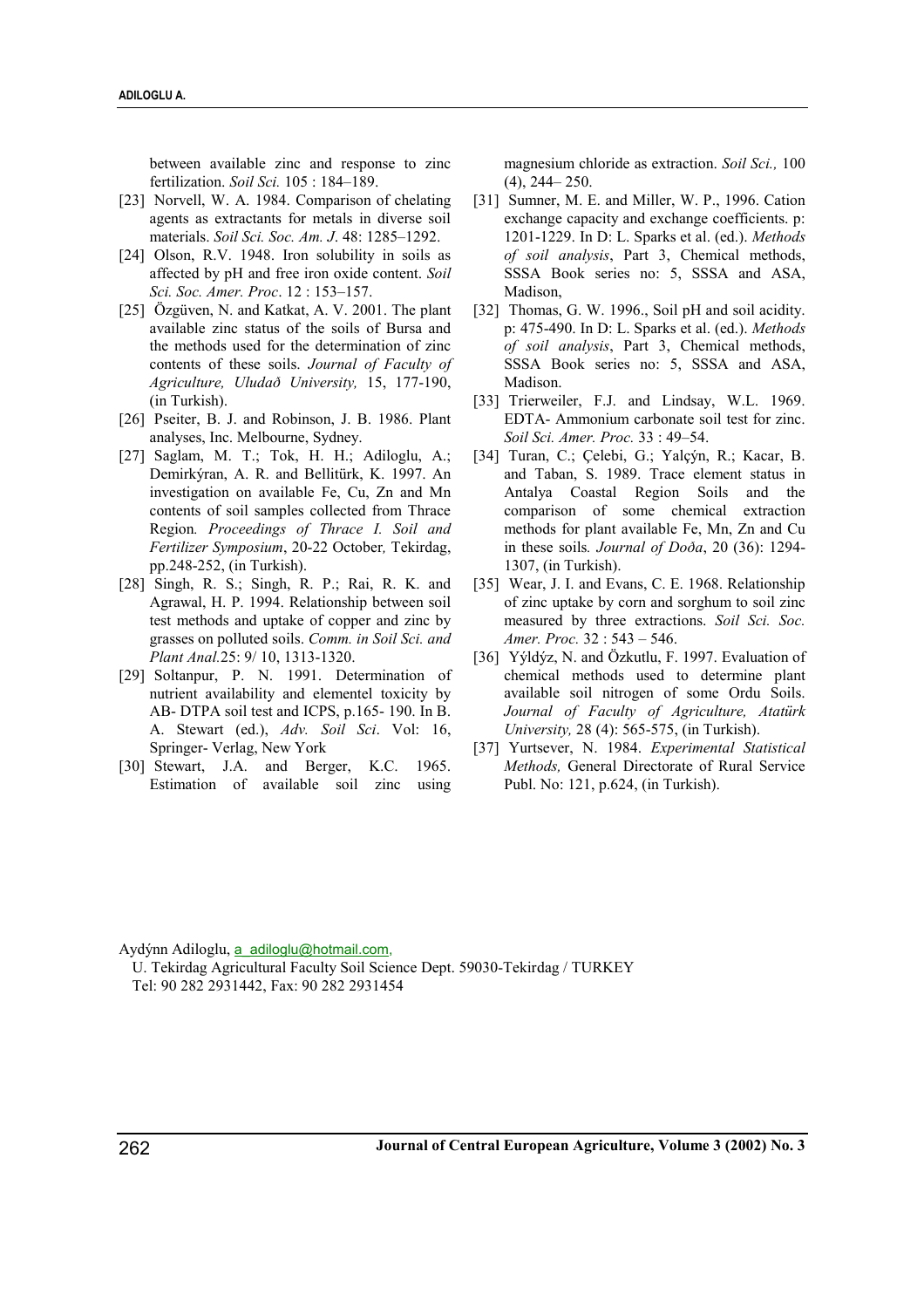between available zinc and response to zinc fertilization. *Soil Sci.* 105 : 184–189.

[23] Norvell, W. A. 1984. Comparison of chelating agents as extractants for metals in diverse soil materials. *Soil Sci. Soc. Am. J*. 48: 1285–1292.

[24] Olson, R.V. 1948. Iron solubility in soils as affected by pH and free iron oxide content. *Soil Sci. Soc. Amer. Proc*. 12 : 153–157.

[25] Özgüven, N. and Katkat, A. V. 2001. The plant available zinc status of the soils of Bursa and the methods used for the determination of zinc contents of these soils. *Journal of Faculty of Agriculture, Uludað University,* 15, 177-190, (in Turkish).

[26] Pseiter, B. J. and Robinson, J. B. 1986. Plant analyses, Inc. Melbourne, Sydney.

[27] Saglam, M. T.; Tok, H. H.; Adiloglu, A.; Demirkýran, A. R. and Bellitürk, K. 1997. An investigation on available Fe, Cu, Zn and Mn contents of soil samples collected from Thrace Region*. Proceedings of Thrace I. Soil and Fertilizer Symposium*, 20-22 October*,* Tekirdag, pp.248-252, (in Turkish).

[28] Singh, R. S.; Singh, R. P.; Rai, R. K. and Agrawal, H. P. 1994. Relationship between soil test methods and uptake of copper and zinc by grasses on polluted soils. *Comm. in Soil Sci. and Plant Anal.*25: 9/ 10, 1313-1320.

[29] Soltanpur, P. N. 1991. Determination of nutrient availability and elementel toxicity by AB- DTPA soil test and ICPS, p.165- 190. In B. A. Stewart (ed.), *Adv. Soil Sci*. Vol: 16, Springer- Verlag, New York

[30] Stewart, J.A. and Berger, K.C. 1965. Estimation of available soil zinc using magnesium chloride as extraction. *Soil Sci.,* 100 (4), 244– 250.

[31] Sumner, M. E. and Miller, W. P., 1996. Cation exchange capacity and exchange coefficients. p: 1201-1229. In D: L. Sparks et al. (ed.). *Methods of soil analysis*, Part 3, Chemical methods, SSSA Book series no: 5, SSSA and ASA, Madison,

[32] Thomas, G. W. 1996., Soil pH and soil acidity. p: 475-490. In D: L. Sparks et al. (ed.). *Methods of soil analysis*, Part 3, Chemical methods, SSSA Book series no: 5, SSSA and ASA, Madison.

[33] Trierweiler, F.J. and Lindsay, W.L. 1969. EDTA- Ammonium carbonate soil test for zinc. *Soil Sci. Amer. Proc.* 33 : 49–54.

[34] Turan, C.; Çelebi, G.; Yalçýn, R.; Kacar, B. and Taban, S. 1989. Trace element status in Antalya Coastal Region Soils and the comparison of some chemical extraction methods for plant available Fe, Mn, Zn and Cu in these soils*. Journal of Doða*, 20 (36): 1294-1307, (in Turkish).

[35] Wear, J. I. and Evans, C. E. 1968. Relationship of zinc uptake by corn and sorghum to soil zinc measured by three extractions. *Soil Sci. Soc. Amer. Proc.* 32 : 543 – 546.

[36] Yýldýz, N. and Özkutlu, F. 1997. Evaluation of chemical methods used to determine plant available soil nitrogen of some Ordu Soils. *Journal of Faculty of Agriculture, Atatürk University,* 28 (4): 565-575, (in Turkish).

[37] Yurtsever, N. 1984. *Experimental Statistical Methods,* General Directorate of Rural Service Publ. No: 121, p.624, (in Turkish).

Aydýnn Adiloglu, a_adiloglu@hotmail.com,
U. Tekirdag Agricultural Faculty Soil Science Dept. 59030-Tekirdag / TURKEY
Tel: 90 282 2931442, Fax: 90 282 2931454